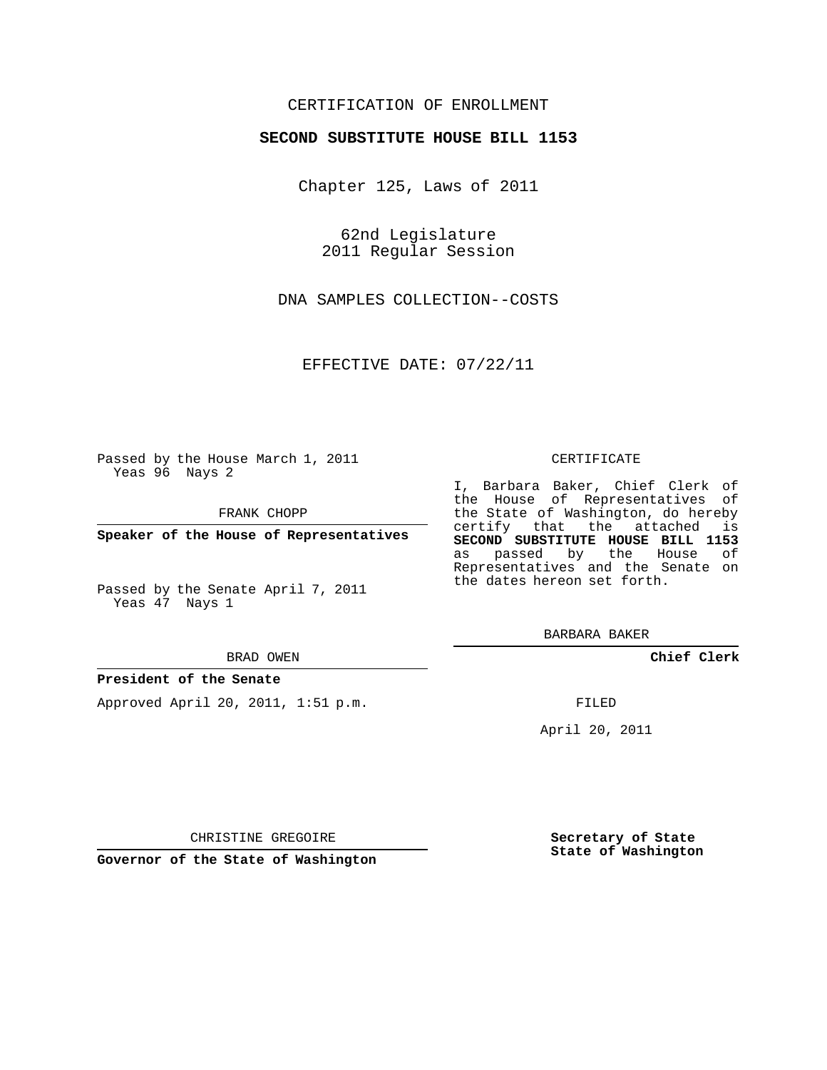CERTIFICATION OF ENROLLMENT

**SECOND SUBSTITUTE HOUSE BILL 1153**

Chapter 125, Laws of 2011

62nd Legislature
2011 Regular Session

DNA SAMPLES COLLECTION--COSTS

EFFECTIVE DATE: 07/22/11

Passed by the House March 1, 2011
Yeas 96 Nays 2

FRANK CHOPP

**Speaker of the House of Representatives**

Passed by the Senate April 7, 2011
Yeas 47 Nays 1

BRAD OWEN

**President of the Senate**

Approved April 20, 2011, 1:51 p.m.

CHRISTINE GREGOIRE

**Governor of the State of Washington**

CERTIFICATE

I, Barbara Baker, Chief Clerk of the House of Representatives of the State of Washington, do hereby certify that the attached is **SECOND SUBSTITUTE HOUSE BILL 1153** as passed by the House of Representatives and the Senate on the dates hereon set forth.

BARBARA BAKER

**Chief Clerk**

FILED

April 20, 2011

**Secretary of State**
**State of Washington**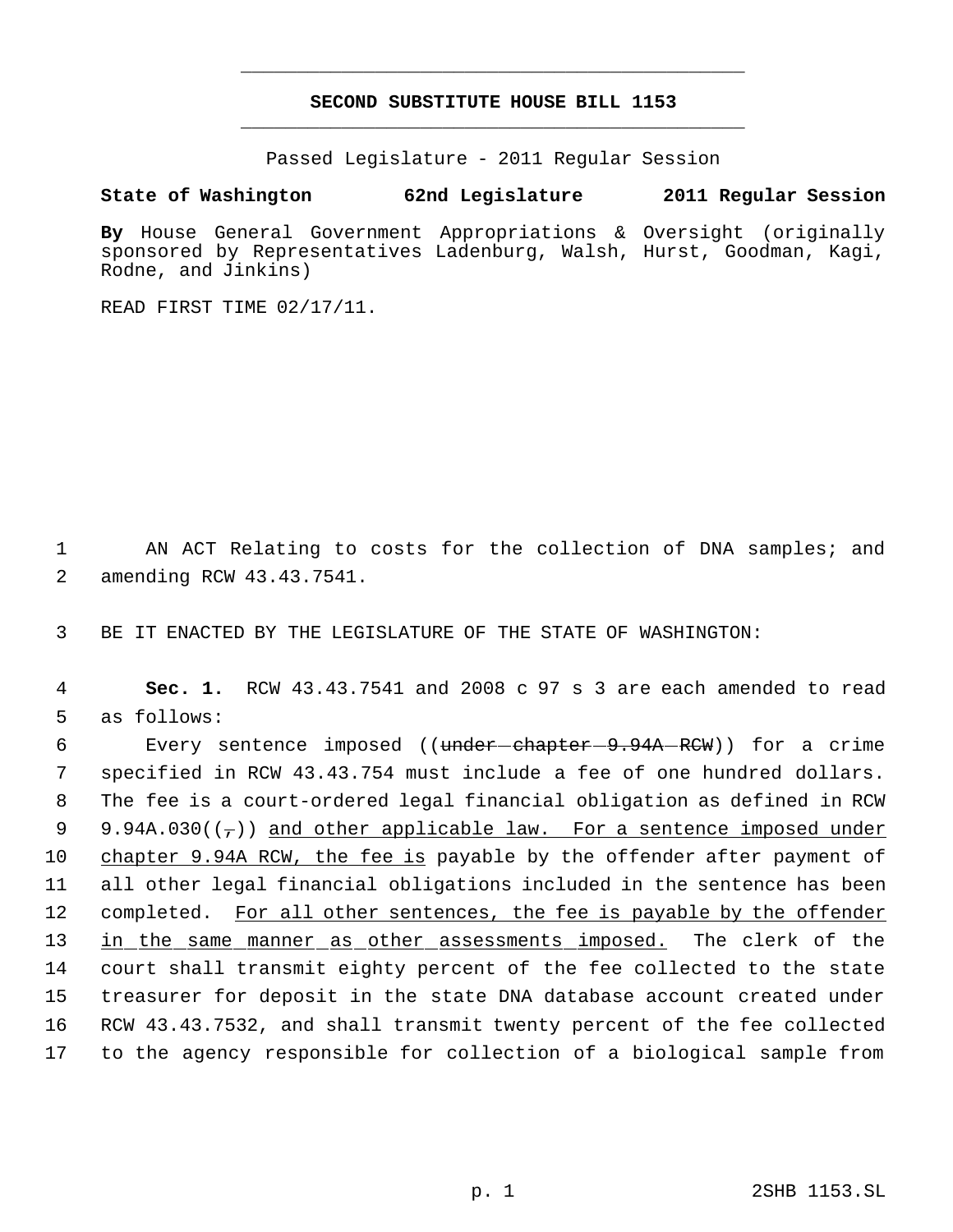# SECOND SUBSTITUTE HOUSE BILL 1153

Passed Legislature - 2011 Regular Session

**State of Washington 62nd Legislature 2011 Regular Session**

**By** House General Government Appropriations & Oversight (originally sponsored by Representatives Ladenburg, Walsh, Hurst, Goodman, Kagi, Rodne, and Jinkins)

READ FIRST TIME 02/17/11.

1 AN ACT Relating to costs for the collection of DNA samples; and
2 amending RCW 43.43.7541.

3 BE IT ENACTED BY THE LEGISLATURE OF THE STATE OF WASHINGTON:

4 **Sec. 1.** RCW 43.43.7541 and 2008 c 97 s 3 are each amended to read
5 as follows:

6 Every sentence imposed ((~~under chapter 9.94A RCW~~)) for a crime
7 specified in RCW 43.43.754 must include a fee of one hundred dollars.
8 The fee is a court-ordered legal financial obligation as defined in RCW
9 9.94A.030((~~,~~)) <u>and other applicable law. For a sentence imposed under</u>
10 <u>chapter 9.94A RCW, the fee is</u> payable by the offender after payment of
11 all other legal financial obligations included in the sentence has been
12 completed. <u>For all other sentences, the fee is payable by the offender</u>
13 <u>in the same manner as other assessments imposed.</u> The clerk of the
14 court shall transmit eighty percent of the fee collected to the state
15 treasurer for deposit in the state DNA database account created under
16 RCW 43.43.7532, and shall transmit twenty percent of the fee collected
17 to the agency responsible for collection of a biological sample from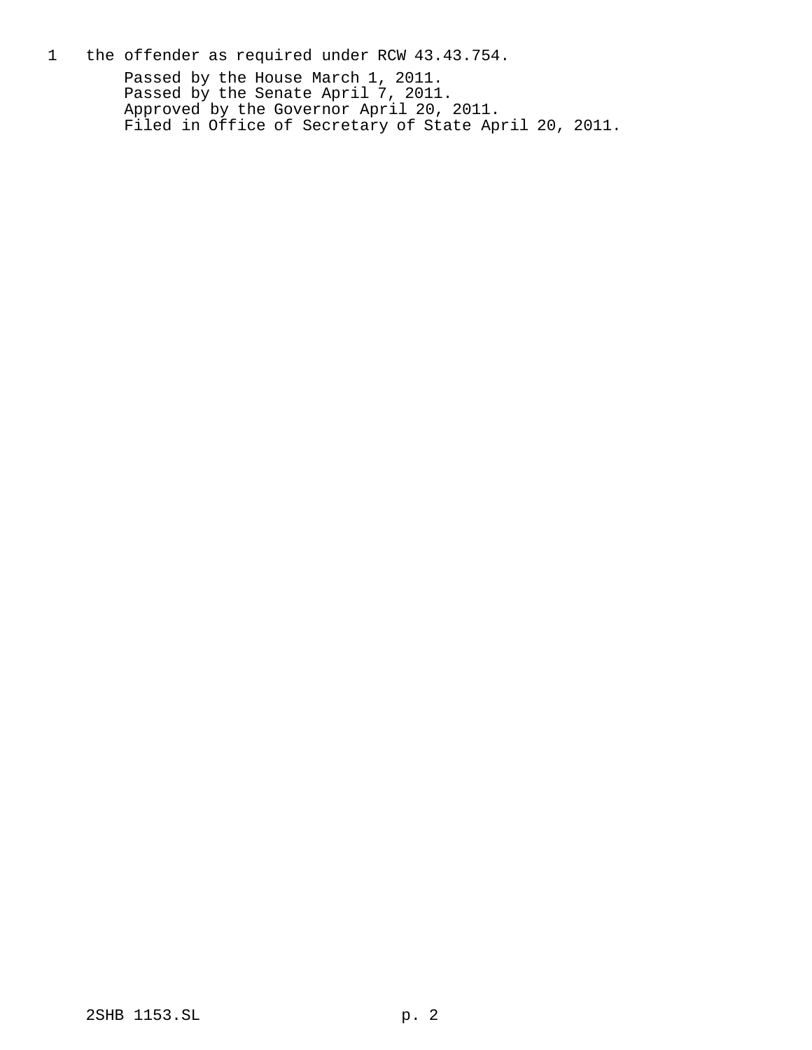the offender as required under RCW 43.43.754.

Passed by the House March 1, 2011.
Passed by the Senate April 7, 2011.
Approved by the Governor April 20, 2011.
Filed in Office of Secretary of State April 20, 2011.